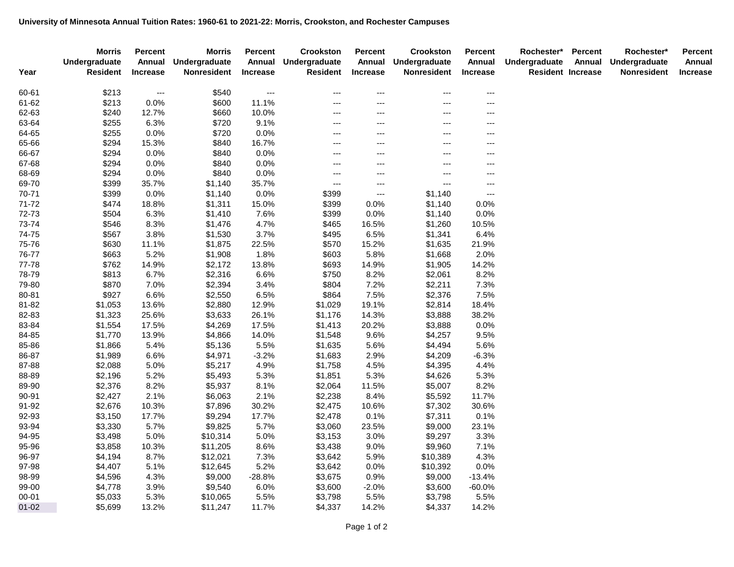**University of Minnesota Annual Tuition Rates: 1960-61 to 2021-22: Morris, Crookston, and Rochester Campuses**

| Year | Morris Undergraduate Resident | Percent Annual Increase | Morris Undergraduate Nonresident | Percent Annual Increase | Crookston Undergraduate Resident | Percent Annual Increase | Crookston Undergraduate Nonresident | Percent Annual Increase | Rochester* Undergraduate Resident | Percent Annual Increase | Rochester* Undergraduate Nonresident | Percent Annual Increase |
|---|---|---|---|---|---|---|---|---|---|---|---|---|
| 60-61 | $213 | --- | $540 | --- | --- | --- | --- | --- | | | | |
| 61-62 | $213 | 0.0% | $600 | 11.1% | --- | --- | --- | --- | | | | |
| 62-63 | $240 | 12.7% | $660 | 10.0% | --- | --- | --- | --- | | | | |
| 63-64 | $255 | 6.3% | $720 | 9.1% | --- | --- | --- | --- | | | | |
| 64-65 | $255 | 0.0% | $720 | 0.0% | --- | --- | --- | --- | | | | |
| 65-66 | $294 | 15.3% | $840 | 16.7% | --- | --- | --- | --- | | | | |
| 66-67 | $294 | 0.0% | $840 | 0.0% | --- | --- | --- | --- | | | | |
| 67-68 | $294 | 0.0% | $840 | 0.0% | --- | --- | --- | --- | | | | |
| 68-69 | $294 | 0.0% | $840 | 0.0% | --- | --- | --- | --- | | | | |
| 69-70 | $399 | 35.7% | $1,140 | 35.7% | --- | --- | --- | --- | | | | |
| 70-71 | $399 | 0.0% | $1,140 | 0.0% | $399 | --- | $1,140 | --- | | | | |
| 71-72 | $474 | 18.8% | $1,311 | 15.0% | $399 | 0.0% | $1,140 | 0.0% | | | | |
| 72-73 | $504 | 6.3% | $1,410 | 7.6% | $399 | 0.0% | $1,140 | 0.0% | | | | |
| 73-74 | $546 | 8.3% | $1,476 | 4.7% | $465 | 16.5% | $1,260 | 10.5% | | | | |
| 74-75 | $567 | 3.8% | $1,530 | 3.7% | $495 | 6.5% | $1,341 | 6.4% | | | | |
| 75-76 | $630 | 11.1% | $1,875 | 22.5% | $570 | 15.2% | $1,635 | 21.9% | | | | |
| 76-77 | $663 | 5.2% | $1,908 | 1.8% | $603 | 5.8% | $1,668 | 2.0% | | | | |
| 77-78 | $762 | 14.9% | $2,172 | 13.8% | $693 | 14.9% | $1,905 | 14.2% | | | | |
| 78-79 | $813 | 6.7% | $2,316 | 6.6% | $750 | 8.2% | $2,061 | 8.2% | | | | |
| 79-80 | $870 | 7.0% | $2,394 | 3.4% | $804 | 7.2% | $2,211 | 7.3% | | | | |
| 80-81 | $927 | 6.6% | $2,550 | 6.5% | $864 | 7.5% | $2,376 | 7.5% | | | | |
| 81-82 | $1,053 | 13.6% | $2,880 | 12.9% | $1,029 | 19.1% | $2,814 | 18.4% | | | | |
| 82-83 | $1,323 | 25.6% | $3,633 | 26.1% | $1,176 | 14.3% | $3,888 | 38.2% | | | | |
| 83-84 | $1,554 | 17.5% | $4,269 | 17.5% | $1,413 | 20.2% | $3,888 | 0.0% | | | | |
| 84-85 | $1,770 | 13.9% | $4,866 | 14.0% | $1,548 | 9.6% | $4,257 | 9.5% | | | | |
| 85-86 | $1,866 | 5.4% | $5,136 | 5.5% | $1,635 | 5.6% | $4,494 | 5.6% | | | | |
| 86-87 | $1,989 | 6.6% | $4,971 | -3.2% | $1,683 | 2.9% | $4,209 | -6.3% | | | | |
| 87-88 | $2,088 | 5.0% | $5,217 | 4.9% | $1,758 | 4.5% | $4,395 | 4.4% | | | | |
| 88-89 | $2,196 | 5.2% | $5,493 | 5.3% | $1,851 | 5.3% | $4,626 | 5.3% | | | | |
| 89-90 | $2,376 | 8.2% | $5,937 | 8.1% | $2,064 | 11.5% | $5,007 | 8.2% | | | | |
| 90-91 | $2,427 | 2.1% | $6,063 | 2.1% | $2,238 | 8.4% | $5,592 | 11.7% | | | | |
| 91-92 | $2,676 | 10.3% | $7,896 | 30.2% | $2,475 | 10.6% | $7,302 | 30.6% | | | | |
| 92-93 | $3,150 | 17.7% | $9,294 | 17.7% | $2,478 | 0.1% | $7,311 | 0.1% | | | | |
| 93-94 | $3,330 | 5.7% | $9,825 | 5.7% | $3,060 | 23.5% | $9,000 | 23.1% | | | | |
| 94-95 | $3,498 | 5.0% | $10,314 | 5.0% | $3,153 | 3.0% | $9,297 | 3.3% | | | | |
| 95-96 | $3,858 | 10.3% | $11,205 | 8.6% | $3,438 | 9.0% | $9,960 | 7.1% | | | | |
| 96-97 | $4,194 | 8.7% | $12,021 | 7.3% | $3,642 | 5.9% | $10,389 | 4.3% | | | | |
| 97-98 | $4,407 | 5.1% | $12,645 | 5.2% | $3,642 | 0.0% | $10,392 | 0.0% | | | | |
| 98-99 | $4,596 | 4.3% | $9,000 | -28.8% | $3,675 | 0.9% | $9,000 | -13.4% | | | | |
| 99-00 | $4,778 | 3.9% | $9,540 | 6.0% | $3,600 | -2.0% | $3,600 | -60.0% | | | | |
| 00-01 | $5,033 | 5.3% | $10,065 | 5.5% | $3,798 | 5.5% | $3,798 | 5.5% | | | | |
| 01-02 | $5,699 | 13.2% | $11,247 | 11.7% | $4,337 | 14.2% | $4,337 | 14.2% | | | | |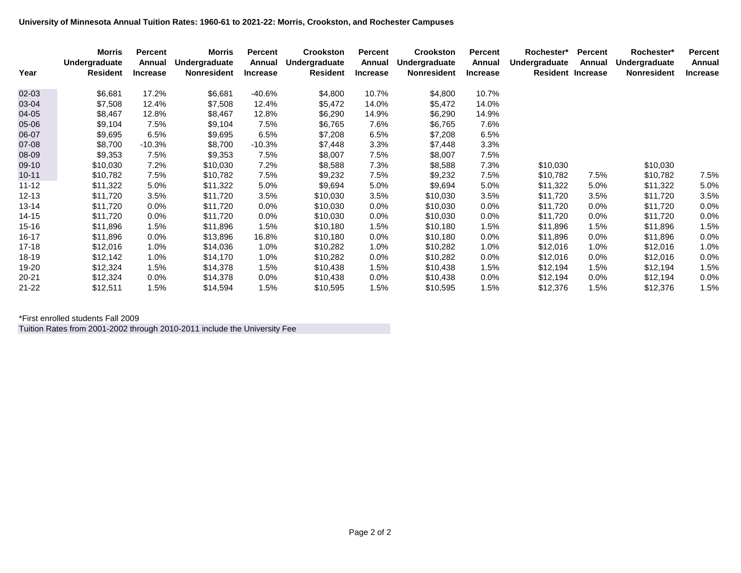**University of Minnesota Annual Tuition Rates: 1960-61 to 2021-22: Morris, Crookston, and Rochester Campuses**

| Year | Morris Undergraduate Resident | Percent Annual Increase | Morris Undergraduate Nonresident | Percent Annual Increase | Crookston Undergraduate Resident | Percent Annual Increase | Crookston Undergraduate Nonresident | Percent Annual Increase | Rochester* Undergraduate Resident | Percent Annual Increase | Rochester* Undergraduate Nonresident | Percent Annual Increase |
|---|---|---|---|---|---|---|---|---|---|---|---|---|
| 02-03 | $6,681 | 17.2% | $6,681 | -40.6% | $4,800 | 10.7% | $4,800 | 10.7% | | | | |
| 03-04 | $7,508 | 12.4% | $7,508 | 12.4% | $5,472 | 14.0% | $5,472 | 14.0% | | | | |
| 04-05 | $8,467 | 12.8% | $8,467 | 12.8% | $6,290 | 14.9% | $6,290 | 14.9% | | | | |
| 05-06 | $9,104 | 7.5% | $9,104 | 7.5% | $6,765 | 7.6% | $6,765 | 7.6% | | | | |
| 06-07 | $9,695 | 6.5% | $9,695 | 6.5% | $7,208 | 6.5% | $7,208 | 6.5% | | | | |
| 07-08 | $8,700 | -10.3% | $8,700 | -10.3% | $7,448 | 3.3% | $7,448 | 3.3% | | | | |
| 08-09 | $9,353 | 7.5% | $9,353 | 7.5% | $8,007 | 7.5% | $8,007 | 7.5% | | | | |
| 09-10 | $10,030 | 7.2% | $10,030 | 7.2% | $8,588 | 7.3% | $8,588 | 7.3% | $10,030 | | $10,030 | |
| 10-11 | $10,782 | 7.5% | $10,782 | 7.5% | $9,232 | 7.5% | $9,232 | 7.5% | $10,782 | 7.5% | $10,782 | 7.5% |
| 11-12 | $11,322 | 5.0% | $11,322 | 5.0% | $9,694 | 5.0% | $9,694 | 5.0% | $11,322 | 5.0% | $11,322 | 5.0% |
| 12-13 | $11,720 | 3.5% | $11,720 | 3.5% | $10,030 | 3.5% | $10,030 | 3.5% | $11,720 | 3.5% | $11,720 | 3.5% |
| 13-14 | $11,720 | 0.0% | $11,720 | 0.0% | $10,030 | 0.0% | $10,030 | 0.0% | $11,720 | 0.0% | $11,720 | 0.0% |
| 14-15 | $11,720 | 0.0% | $11,720 | 0.0% | $10,030 | 0.0% | $10,030 | 0.0% | $11,720 | 0.0% | $11,720 | 0.0% |
| 15-16 | $11,896 | 1.5% | $11,896 | 1.5% | $10,180 | 1.5% | $10,180 | 1.5% | $11,896 | 1.5% | $11,896 | 1.5% |
| 16-17 | $11,896 | 0.0% | $13,896 | 16.8% | $10,180 | 0.0% | $10,180 | 0.0% | $11,896 | 0.0% | $11,896 | 0.0% |
| 17-18 | $12,016 | 1.0% | $14,036 | 1.0% | $10,282 | 1.0% | $10,282 | 1.0% | $12,016 | 1.0% | $12,016 | 1.0% |
| 18-19 | $12,142 | 1.0% | $14,170 | 1.0% | $10,282 | 0.0% | $10,282 | 0.0% | $12,016 | 0.0% | $12,016 | 0.0% |
| 19-20 | $12,324 | 1.5% | $14,378 | 1.5% | $10,438 | 1.5% | $10,438 | 1.5% | $12,194 | 1.5% | $12,194 | 1.5% |
| 20-21 | $12,324 | 0.0% | $14,378 | 0.0% | $10,438 | 0.0% | $10,438 | 0.0% | $12,194 | 0.0% | $12,194 | 0.0% |
| 21-22 | $12,511 | 1.5% | $14,594 | 1.5% | $10,595 | 1.5% | $10,595 | 1.5% | $12,376 | 1.5% | $12,376 | 1.5% |

*First enrolled students Fall 2009

Tuition Rates from 2001-2002 through 2010-2011 include the University Fee